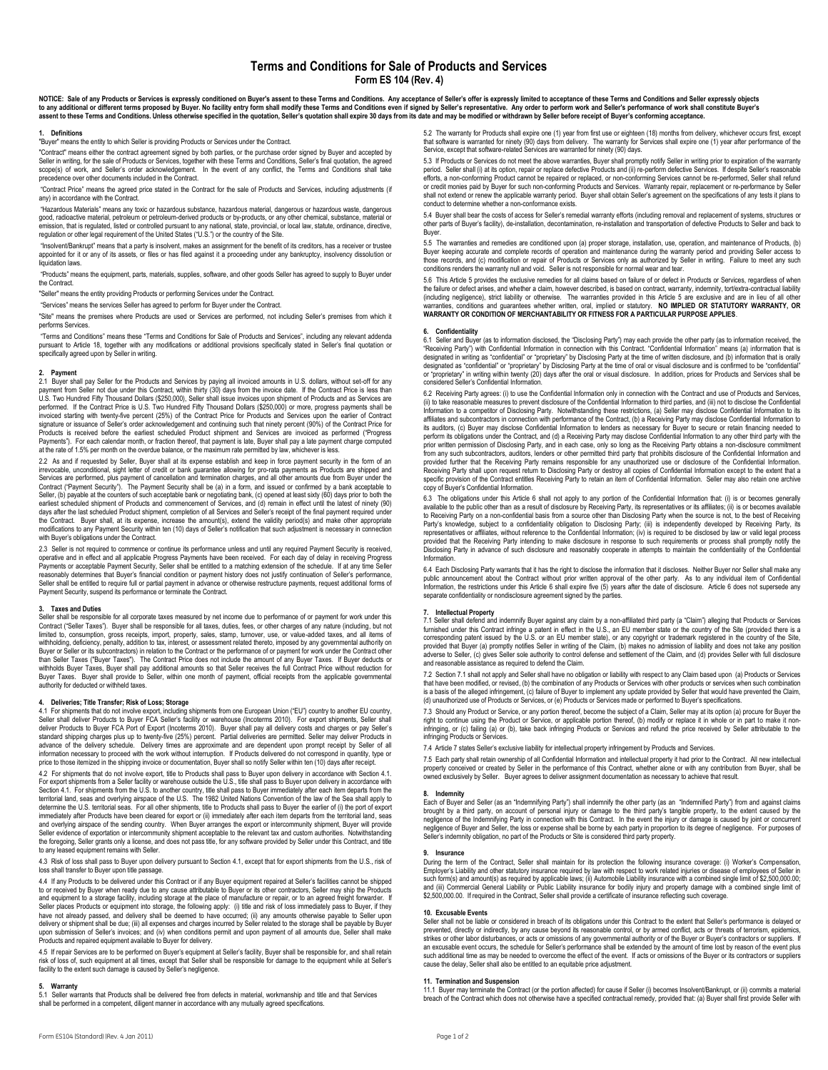# Terms and Conditions for Sale of Products and Services

**Form ES 104 (Rev. 4)**

**NOTICE: Sale of any Products or Services is expressly conditioned on Buyer's assent to these Terms and Conditions. Any acceptance of Seller's offer is expressly limited to acceptance of these Terms and Conditions and Seller expressly objects to any additional or different terms proposed by Buyer. No facility entry form shall modify these Terms and Conditions even if signed by Seller's representative. Any order to perform work and Seller's performance of work shall constitute Buyer's assent to these Terms and Conditions. Unless otherwise specified in the quotation, Seller's quotation shall expire 30 days from its date and may be modified or withdrawn by Seller before receipt of Buyer's conforming acceptance.**

## 1. Definitions

"Buyer" means the entity to which Seller is providing Products or Services under the Contract.

"Contract" means either the contract agreement signed by both parties, or the purchase order signed by Buyer and accepted by Seller in writing, for the sale of Products or Services, together with these Terms and Conditions, Seller's final quotation, the agreed scope(s) of work, and Seller's order acknowledgement. In the event of any conflict, the Terms and Conditions shall take precedence over other documents included in the Contract.

"Contract Price" means the agreed price stated in the Contract for the sale of Products and Services, including adjustments (if any) in accordance with the Contract.

"Hazardous Materials" means any toxic or hazardous substance, hazardous material, dangerous or hazardous waste, dangerous good, radioactive material, petroleum or petroleum-derived products or by-products, or any other chemical, substance, material or emission, that is regulated, listed or controlled pursuant to any national, state, provincial, or local law, statute, ordinance, directive, regulation or other legal requirement of the United States ("U.S.") or the country of the Site.

"Insolvent/Bankrupt" means that a party is insolvent, makes an assignment for the benefit of its creditors, has a receiver or trustee appointed for it or any of its assets, or files or has filed against it a proceeding under any bankruptcy, insolvency dissolution or liquidation laws.

"Products" means the equipment, parts, materials, supplies, software, and other goods Seller has agreed to supply to Buyer under the Contract.

"Seller" means the entity providing Products or performing Services under the Contract.

"Services" means the services Seller has agreed to perform for Buyer under the Contract.

"Site" means the premises where Products are used or Services are performed, not including Seller's premises from which it performs Services.

"Terms and Conditions" means these "Terms and Conditions for Sale of Products and Services", including any relevant addenda pursuant to Article 18, together with any modifications or additional provisions specifically stated in Seller's final quotation or specifically agreed upon by Seller in writing.

## 2. Payment

2.1 Buyer shall pay Seller for the Products and Services by paying all invoiced amounts in U.S. dollars, without set-off for any payment from Seller not due under this Contract, within thirty (30) days from the invoice date. If the Contract Price is less than U.S. Two Hundred Fifty Thousand Dollars ($250,000), Seller shall issue invoices upon shipment of Products and as Services are performed. If the Contract Price is U.S. Two Hundred Fifty Thousand Dollars ($250,000) or more, progress payments shall be invoiced starting with twenty-five percent (25%) of the Contract Price for Products and Services upon the earlier of Contract signature or issuance of Seller's order acknowledgement and continuing such that ninety percent (90%) of the Contract Price for Products is received before the earliest scheduled Product shipment and Services are invoiced as performed ("Progress Payments"). For each calendar month, or fraction thereof, that payment is late, Buyer shall pay a late payment charge computed at the rate of 1.5% per month on the overdue balance, or the maximum rate permitted by law, whichever is less.

2.2 As and if requested by Seller, Buyer shall at its expense establish and keep in force payment security in the form of an irrevocable, unconditional, sight letter of credit or bank guarantee allowing for pro-rata payments as Products are shipped and Services are performed, plus payment of cancellation and termination charges, and all other amounts due from Buyer under the Contract ("Payment Security"). The Payment Security shall be (a) in a form, and issued or confirmed by a bank acceptable to Seller, (b) payable at the counters of such acceptable bank or negotiating bank, (c) opened at least sixty (60) days prior to both the earliest scheduled shipment of Products and commencement of Services, and (d) remain in effect until the latest of ninety (90) days after the last scheduled Product shipment, completion of all Services and Seller's receipt of the final payment required under the Contract. Buyer shall, at its expense, increase the amount(s), extend the validity period(s) and make other appropriate modifications to any Payment Security within ten (10) days of Seller's notification that such adjustment is necessary in connection with Buyer's obligations under the Contract.

2.3 Seller is not required to commence or continue its performance unless and until any required Payment Security is received, operative and in effect and all applicable Progress Payments have been received. For each day of delay in receiving Progress Payments or acceptable Payment Security, Seller shall be entitled to a matching extension of the schedule. If at any time Seller reasonably determines that Buyer's financial condition or payment history does not justify continuation of Seller's performance, Seller shall be entitled to require full or partial payment in advance or otherwise restructure payments, request additional forms of Payment Security, suspend its performance or terminate the Contract.

## 3. Taxes and Duties

Seller shall be responsible for all corporate taxes measured by net income due to performance of or payment for work under this Contract ("Seller Taxes"). Buyer shall be responsible for all taxes, duties, fees, or other charges of any nature (including, but not limited to, consumption, gross receipts, import, property, sales, stamp, turnover, use, or value-added taxes, and all items of withholding, deficiency, penalty, addition to tax, interest, or assessment related thereto, imposed by any governmental authority on Buyer or Seller or its subcontractors) in relation to the Contract or the performance of or payment for work under the Contract other than Seller Taxes ("Buyer Taxes"). The Contract Price does not include the amount of any Buyer Taxes. If Buyer deducts or withholds Buyer Taxes, Buyer shall pay additional amounts so that Seller receives the full Contract Price without reduction for Buyer Taxes. Buyer shall provide to Seller, within one month of payment, official receipts from the applicable governmental authority for deducted or withheld taxes.

## 4. Deliveries; Title Transfer; Risk of Loss; Storage

4.1 For shipments that do not involve export, including shipments from one European Union ("EU") country to another EU country, Seller shall deliver Products to Buyer FCA Seller's facility or warehouse (Incoterms 2010). For export shipments, Seller shall deliver Products to Buyer FCA Port of Export (Incoterms 2010). Buyer shall pay all delivery costs and charges or pay Seller's standard shipping charges plus up to twenty-five (25%) percent. Partial deliveries are permitted. Seller may deliver Products in advance of the delivery schedule. Delivery times are approximate and are dependent upon prompt receipt by Seller of all information necessary to proceed with the work without interruption. If Products delivered do not correspond in quantity, type or price to those itemized in the shipping invoice or documentation, Buyer shall so notify Seller within ten (10) days after receipt.

4.2 For shipments that do not involve export, title to Products shall pass to Buyer upon delivery in accordance with Section 4.1. For export shipments from a Seller facility or warehouse outside the U.S., title shall pass to Buyer upon delivery in accordance with Section 4.1. For shipments from the U.S. to another country, title shall pass to Buyer immediately after each item departs from the territorial land, seas and overlying airspace of the U.S. The 1982 United Nations Convention of the law of the Sea shall apply to determine the U.S. territorial seas. For all other shipments, title to Products shall pass to Buyer the earlier of (i) the port of export immediately after Products have been cleared for export or (ii) immediately after each item departs from the territorial land, seas and overlying airspace of the sending country. When Buyer arranges the export or intercommunity shipment, Buyer will provide Seller evidence of exportation or intercommunity shipment acceptable to the relevant tax and custom authorities. Notwithstanding the foregoing, Seller grants only a license, and does not pass title, for any software provided by Seller under this Contract, and title to any leased equipment remains with Seller.

4.3 Risk of loss shall pass to Buyer upon delivery pursuant to Section 4.1, except that for export shipments from the U.S., risk of loss shall transfer to Buyer upon title passage.

4.4 If any Products to be delivered under this Contract or if any Buyer equipment repaired at Seller's facilities cannot be shipped to or received by Buyer when ready due to any cause attributable to Buyer or its other contractors, Seller may ship the Products and equipment to a storage facility, including storage at the place of manufacture or repair, or to an agreed freight forwarder. If Seller places Products or equipment into storage, the following apply: (i) title and risk of loss immediately pass to Buyer, if they have not already passed, and delivery shall be deemed to have occurred; (ii) any amounts otherwise payable to Seller upon delivery or shipment shall be due; (iii) all expenses and charges incurred by Seller related to the storage shall be payable by Buyer upon submission of Seller's invoices; and (iv) when conditions permit and upon payment of all amounts due, Seller shall make Products and repaired equipment available to Buyer for delivery.

4.5 If repair Services are to be performed on Buyer's equipment at Seller's facility, Buyer shall be responsible for, and shall retain risk of loss of, such equipment at all times, except that Seller shall be responsible for damage to the equipment while at Seller's facility to the extent such damage is caused by Seller's negligence.

## 5. Warranty

5.1 Seller warrants that Products shall be delivered free from defects in material, workmanship and title and that Services shall be performed in a competent, diligent manner in accordance with any mutually agreed specifications.

5.2 The warranty for Products shall expire one (1) year from first use or eighteen (18) months from delivery, whichever occurs first, except that software is warranted for ninety (90) days from delivery. The warranty for Services shall expire one (1) year after performance of the Service, except that software-related Services are warranted for ninety (90) days.

5.3 If Products or Services do not meet the above warranties, Buyer shall promptly notify Seller in writing prior to expiration of the warranty period. Seller shall (i) at its option, repair or replace defective Products and (ii) re-perform defective Services. If despite Seller's reasonable efforts, a non-conforming Product cannot be repaired or replaced, or non-conforming Services cannot be re-performed, Seller shall refund or credit monies paid by Buyer for such non-conforming Products and Services. Warranty repair, replacement or re-performance by Seller shall not extend or renew the applicable warranty period. Buyer shall obtain Seller's agreement on the specifications of any tests it plans to conduct to determine whether a non-conformance exists.

5.4 Buyer shall bear the costs of access for Seller's remedial warranty efforts (including removal and replacement of systems, structures or other parts of Buyer's facility), de-installation, decontamination, re-installation and transportation of defective Products to Seller and back to Buyer.

5.5 The warranties and remedies are conditioned upon (a) proper storage, installation, use, operation, and maintenance of Products, (b) Buyer keeping accurate and complete records of operation and maintenance during the warranty period and providing Seller access to those records, and (c) modification or repair of Products or Services only as authorized by Seller in writing. Failure to meet any such conditions renders the warranty null and void. Seller is not responsible for normal wear and tear.

5.6 This Article 5 provides the exclusive remedies for all claims based on failure of or defect in Products or Services, regardless of when the failure or defect arises, and whether a claim, however described, is based on contract, warranty, indemnity, tort/extra-contractual liability (including negligence), strict liability or otherwise. The warranties provided in this Article 5 are exclusive and are in lieu of all other warranties, conditions and guarantees whether written, oral, implied or statutory. **NO IMPLIED OR STATUTORY WARRANTY, OR WARRANTY OR CONDITION OF MERCHANTABILITY OR FITNESS FOR A PARTICULAR PURPOSE APPLIES**.

## 6. Confidentiality

6.1 Seller and Buyer (as to information disclosed, the "Disclosing Party") may each provide the other party (as to information received, the "Receiving Party") with Confidential Information in connection with this Contract. "Confidential Information" means (a) information that is designated in writing as "confidential" or "proprietary" by Disclosing Party at the time of written disclosure, and (b) information that is orally designated as "confidential" or "proprietary" by Disclosing Party at the time of oral or visual disclosure and is confirmed to be "confidential" or "proprietary" in writing within twenty (20) days after the oral or visual disclosure. In addition, prices for Products and Services shall be considered Seller's Confidential Information.

6.2 Receiving Party agrees: (i) to use the Confidential Information only in connection with the Contract and use of Products and Services, (ii) to take reasonable measures to prevent disclosure of the Confidential Information to third parties, and (iii) not to disclose the Confidential Information to a competitor of Disclosing Party. Notwithstanding these restrictions, (a) Seller may disclose Confidential Information to its affiliates and subcontractors in connection with performance of the Contract, (b) a Receiving Party may disclose Confidential Information to its auditors, (c) Buyer may disclose Confidential Information to lenders as necessary for Buyer to secure or retain financing needed to perform its obligations under the Contract, and (d) a Receiving Party may disclose Confidential Information to any other third party with the prior written permission of Disclosing Party, and in each case, only so long as the Receiving Party obtains a non-disclosure commitment from any such subcontractors, auditors, lenders or other permitted third party that prohibits disclosure of the Confidential Information and provided further that the Receiving Party remains responsible for any unauthorized use or disclosure of the Confidential Information. Receiving Party shall upon request return to Disclosing Party or destroy all copies of Confidential Information except to the extent that a specific provision of the Contract entitles Receiving Party to retain an item of Confidential Information. Seller may also retain one archive copy of Buyer's Confidential Information.

6.3 The obligations under this Article 6 shall not apply to any portion of the Confidential Information that: (i) is or becomes generally available to the public other than as a result of disclosure by Receiving Party, its representatives or its affiliates; (ii) is or becomes available to Receiving Party on a non-confidential basis from a source other than Disclosing Party when the source is not, to the best of Receiving Party's knowledge, subject to a confidentiality obligation to Disclosing Party; (iii) is independently developed by Receiving Party, its representatives or affiliates, without reference to the Confidential Information; (iv) is required to be disclosed by law or valid legal process provided that the Receiving Party intending to make disclosure in response to such requirements or process shall promptly notify the Disclosing Party in advance of such disclosure and reasonably cooperate in attempts to maintain the confidentiality of the Confidential Information.

6.4 Each Disclosing Party warrants that it has the right to disclose the information that it discloses. Neither Buyer nor Seller shall make any public announcement about the Contract without prior written approval of the other party. As to any individual item of Confidential Information, the restrictions under this Article 6 shall expire five (5) years after the date of disclosure. Article 6 does not supersede any separate confidentiality or nondisclosure agreement signed by the parties.

## 7. Intellectual Property

7.1 Seller shall defend and indemnify Buyer against any claim by a non-affiliated third party (a "Claim") alleging that Products or Services furnished under this Contract infringe a patent in effect in the U.S., an EU member state or the country of the Site (provided there is a corresponding patent issued by the U.S. or an EU member state), or any copyright or trademark registered in the country of the Site, provided that Buyer (a) promptly notifies Seller in writing of the Claim, (b) makes no admission of liability and does not take any position adverse to Seller, (c) gives Seller sole authority to control defense and settlement of the Claim, and (d) provides Seller with full disclosure and reasonable assistance as required to defend the Claim.

7.2 Section 7.1 shall not apply and Seller shall have no obligation or liability with respect to any Claim based upon (a) Products or Services that have been modified, or revised, (b) the combination of any Products or Services with other products or services when such combination is a basis of the alleged infringement, (c) failure of Buyer to implement any update provided by Seller that would have prevented the Claim, (d) unauthorized use of Products or Services, or (e) Products or Services made or performed to Buyer's specifications.

7.3 Should any Product or Service, or any portion thereof, become the subject of a Claim, Seller may at its option (a) procure for Buyer the right to continue using the Product or Service, or applicable portion thereof, (b) modify or replace it in whole or in part to make it non-infringing, or (c) failing (a) or (b), take back infringing Products or Services and refund the price received by Seller attributable to the infringing Products or Services.

7.4 Article 7 states Seller's exclusive liability for intellectual property infringement by Products and Services.

7.5 Each party shall retain ownership of all Confidential Information and intellectual property it had prior to the Contract. All new intellectual property conceived or created by Seller in the performance of this Contract, whether alone or with any contribution from Buyer, shall be owned exclusively by Seller. Buyer agrees to deliver assignment documentation as necessary to achieve that result.

## 8. Indemnity

Each of Buyer and Seller (as an "Indemnifying Party") shall indemnify the other party (as an "Indemnified Party") from and against claims brought by a third party, on account of personal injury or damage to the third party's tangible property, to the extent caused by the negligence of the Indemnifying Party in connection with this Contract. In the event the injury or damage is caused by joint or concurrent negligence of Buyer and Seller, the loss or expense shall be borne by each party in proportion to its degree of negligence. For purposes of Seller's indemnity obligation, no part of the Products or Site is considered third party property.

## 9. Insurance

During the term of the Contract, Seller shall maintain for its protection the following insurance coverage: (i) Worker's Compensation, Employer's Liability and other statutory insurance required by law with respect to work related injuries or disease of employees of Seller in such form(s) and amount(s) as required by applicable laws; (ii) Automobile Liability insurance with a combined single limit of $2,500,000.00; and (iii) Commercial General Liability or Public Liability insurance for bodily injury and property damage with a combined single limit of $2,500,000.00. If required in the Contract, Seller shall provide a certificate of insurance reflecting such coverage.

## 10. Excusable Events

Seller shall not be liable or considered in breach of its obligations under this Contract to the extent that Seller's performance is delayed or prevented, directly or indirectly, by any cause beyond its reasonable control, or by armed conflict, acts or threats of terrorism, epidemics, strikes or other labor disturbances, or acts or omissions of any governmental authority or of the Buyer or Buyer's contractors or suppliers. If an excusable event occurs, the schedule for Seller's performance shall be extended by the amount of time lost by reason of the event plus such additional time as may be needed to overcome the effect of the event. If acts or omissions of the Buyer or its contractors or suppliers cause the delay, Seller shall also be entitled to an equitable price adjustment.

## 11. Termination and Suspension

11.1 Buyer may terminate the Contract (or the portion affected) for cause if Seller (i) becomes Insolvent/Bankrupt, or (ii) commits a material breach of the Contract which does not otherwise have a specified contractual remedy, provided that: (a) Buyer shall first provide Seller with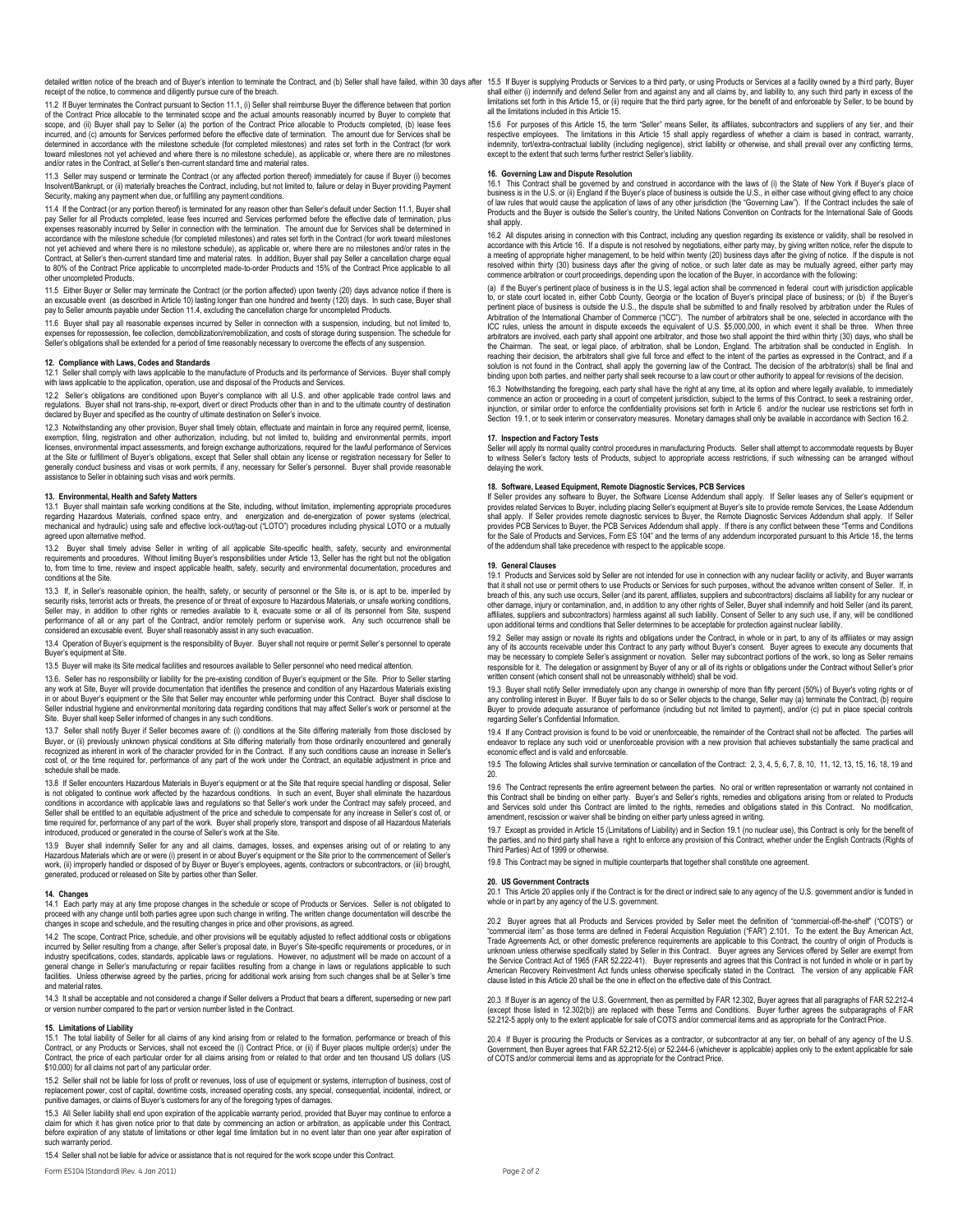detailed written notice of the breach and of Buyer's intention to terminate the Contract, and (b) Seller shall have failed, within 30 days after receipt of the notice, to commence and diligently pursue cure of the breach.

11.2 If Buyer terminates the Contract pursuant to Section 11.1, (i) Seller shall reimburse Buyer the difference between that portion of the Contract Price allocable to the terminated scope and the actual amounts reasonably incurred by Buyer to complete that scope, and (ii) Buyer shall pay to Seller (a) the portion of the Contract Price allocable to Products completed, (b) lease fees incurred, and (c) amounts for Services performed before the effective date of termination. The amount due for Services shall be determined in accordance with the milestone schedule (for completed milestones) and rates set forth in the Contract (for work toward milestones not yet achieved and where there is no milestone schedule), as applicable or, where there are no milestones and/or rates in the Contract, at Seller's then-current standard time and material rates.

11.3 Seller may suspend or terminate the Contract (or any affected portion thereof) immediately for cause if Buyer (i) becomes Insolvent/Bankrupt, or (ii) materially breaches the Contract, including, but not limited to, failure or delay in Buyer providing Payment Security, making any payment when due, or fulfilling any payment conditions.

11.4 If the Contract (or any portion thereof) is terminated for any reason other than Seller's default under Section 11.1, Buyer shall pay Seller for all Products completed, lease fees incurred and Services performed before the effective date of termination, plus expenses reasonably incurred by Seller in connection with the termination. The amount due for Services shall be determined in accordance with the milestone schedule (for completed milestones) and rates set forth in the Contract (for work toward milestones not yet achieved and where there is no milestone schedule), as applicable or, where there are no milestones and/or rates in the Contract, at Seller's then-current standard time and material rates. In addition, Buyer shall pay Seller a cancellation charge equal to 80% of the Contract Price applicable to uncompleted made-to-order Products and 15% of the Contract Price applicable to all other uncompleted Products.

11.5 Either Buyer or Seller may terminate the Contract (or the portion affected) upon twenty (20) days advance notice if there is an excusable event (as described in Article 10) lasting longer than one hundred and twenty (120) days. In such case, Buyer shall pay to Seller amounts payable under Section 11.4, excluding the cancellation charge for uncompleted Products.

11.6 Buyer shall pay all reasonable expenses incurred by Seller in connection with a suspension, including, but not limited to, expenses for repossession, fee collection, demobilization/remobilization, and costs of storage during suspension. The schedule for Seller's obligations shall be extended for a period of time reasonably necessary to overcome the effects of any suspension.

## 12. Compliance with Laws, Codes and Standards

12.1 Seller shall comply with laws applicable to the manufacture of Products and its performance of Services. Buyer shall comply with laws applicable to the application, operation, use and disposal of the Products and Services.

12.2 Seller's obligations are conditioned upon Buyer's compliance with all U.S. and other applicable trade control laws and regulations. Buyer shall not trans-ship, re-export, divert or direct Products other than in and to the ultimate country of destination declared by Buyer and specified as the country of ultimate destination on Seller's invoice.

12.3 Notwithstanding any other provision, Buyer shall timely obtain, effectuate and maintain in force any required permit, license, exemption, filing, registration and other authorization, including, but not limited to, building and environmental permits, import licenses, environmental impact assessments, and foreign exchange authorizations, required for the lawful performance of Services at the Site or fulfillment of Buyer's obligations, except that Seller shall obtain any license or registration necessary for Seller to generally conduct business and visas or work permits, if any, necessary for Seller's personnel. Buyer shall provide reasonable assistance to Seller in obtaining such visas and work permits.

## 13. Environmental, Health and Safety Matters

13.1 Buyer shall maintain safe working conditions at the Site, including, without limitation, implementing appropriate procedures regarding Hazardous Materials, confined space entry, and energization and de-energization of power systems (electrical, mechanical and hydraulic) using safe and effective lock-out/tag-out ("LOTO") procedures including physical LOTO or a mutually agreed upon alternative method.

13.2 Buyer shall timely advise Seller in writing of all applicable Site-specific health, safety, security and environmental requirements and procedures. Without limiting Buyer's responsibilities under Article 13, Seller has the right but not the obligation to, from time to time, review and inspect applicable health, safety, security and environmental documentation, procedures and conditions at the Site.

13.3 If, in Seller's reasonable opinion, the health, safety, or security of personnel or the Site is, or is apt to be, imperiled by security risks, terrorist acts or threats, the presence of or threat of exposure to Hazardous Materials, or unsafe working conditions, Seller may, in addition to other rights or remedies available to it, evacuate some or all of its personnel from Site, suspend performance of all or any part of the Contract, and/or remotely perform or supervise work. Any such occurrence shall be considered an excusable event. Buyer shall reasonably assist in any such evacuation.

13.4 Operation of Buyer's equipment is the responsibility of Buyer. Buyer shall not require or permit Seller's personnel to operate Buyer's equipment at Site.

13.5 Buyer will make its Site medical facilities and resources available to Seller personnel who need medical attention.

13.6. Seller has no responsibility or liability for the pre-existing condition of Buyer's equipment or the Site. Prior to Seller starting any work at Site, Buyer will provide documentation that identifies the presence and condition of any Hazardous Materials existing in or about Buyer's equipment or the Site that Seller may encounter while performing under this Contract. Buyer shall disclose to Seller industrial hygiene and environmental monitoring data regarding conditions that may affect Seller's work or personnel at the Site. Buyer shall keep Seller informed of changes in any such conditions.

13.7 Seller shall notify Buyer if Seller becomes aware of: (i) conditions at the Site differing materially from those disclosed by Buyer, or (ii) previously unknown physical conditions at Site differing materially from those ordinarily encountered and generally recognized as inherent in work of the character provided for in the Contract. If any such conditions cause an increase in Seller's cost of, or the time required for, performance of any part of the work under the Contract, an equitable adjustment in price and schedule shall be made.

13.8 If Seller encounters Hazardous Materials in Buyer's equipment or at the Site that require special handling or disposal, Seller is not obligated to continue work affected by the hazardous conditions. In such an event, Buyer shall eliminate the hazardous conditions in accordance with applicable laws and regulations so that Seller's work under the Contract may safely proceed, and Seller shall be entitled to an equitable adjustment of the price and schedule to compensate for any increase in Seller's cost of, or time required for, performance of any part of the work. Buyer shall properly store, transport and dispose of all Hazardous Materials introduced, produced or generated in the course of Seller's work at the Site.

13.9 Buyer shall indemnify Seller for any and all claims, damages, losses, and expenses arising out of or relating to any Hazardous Materials which are or were (i) present in or about Buyer's equipment or the Site prior to the commencement of Seller's work, (ii) improperly handled or disposed of by Buyer or Buyer's employees, agents, contractors or subcontractors, or (iii) brought, generated, produced or released on Site by parties other than Seller.

## 14. Changes

14.1 Each party may at any time propose changes in the schedule or scope of Products or Services. Seller is not obligated to proceed with any change until both parties agree upon such change in writing. The written change documentation will describe the changes in scope and schedule, and the resulting changes in price and other provisions, as agreed.

14.2 The scope, Contract Price, schedule, and other provisions will be equitably adjusted to reflect additional costs or obligations incurred by Seller resulting from a change, after Seller's proposal date, in Buyer's Site-specific requirements or procedures, or in industry specifications, codes, standards, applicable laws or regulations. However, no adjustment will be made on account of a general change in Seller's manufacturing or repair facilities resulting from a change in laws or regulations applicable to such facilities. Unless otherwise agreed by the parties, pricing for additional work arising from such changes shall be at Seller's time and material rates.

14.3 It shall be acceptable and not considered a change if Seller delivers a Product that bears a different, superseding or new part or version number compared to the part or version number listed in the Contract.

## 15. Limitations of Liability

15.1 The total liability of Seller for all claims of any kind arising from or related to the formation, performance or breach of this Contract, or any Products or Services, shall not exceed the (i) Contract Price, or (ii) if Buyer places multiple order(s) under the Contract, the price of each particular order for all claims arising from or related to that order and ten thousand US dollars (US $10,000) for all claims not part of any particular order.

15.2 Seller shall not be liable for loss of profit or revenues, loss of use of equipment or systems, interruption of business, cost of replacement power, cost of capital, downtime costs, increased operating costs, any special, consequential, incidental, indirect, or punitive damages, or claims of Buyer's customers for any of the foregoing types of damages.

15.3 All Seller liability shall end upon expiration of the applicable warranty period, provided that Buyer may continue to enforce a claim for which it has given notice prior to that date by commencing an action or arbitration, as applicable under this Contract, before expiration of any statute of limitations or other legal time limitation but in no event later than one year after expiration of such warranty period.

15.4 Seller shall not be liable for advice or assistance that is not required for the work scope under this Contract.

15.5 If Buyer is supplying Products or Services to a third party, or using Products or Services at a facility owned by a third party, Buyer shall either (i) indemnify and defend Seller from and against any and all claims by, and liability to, any such third party in excess of the limitations set forth in this Article 15, or (ii) require that the third party agree, for the benefit of and enforceable by Seller, to be bound by all the limitations included in this Article 15.

15.6 For purposes of this Article 15, the term "Seller" means Seller, its affiliates, subcontractors and suppliers of any tier, and their respective employees. The limitations in this Article 15 shall apply regardless of whether a claim is based in contract, warranty, indemnity, tort/extra-contractual liability (including negligence), strict liability or otherwise, and shall prevail over any conflicting terms, except to the extent that such terms further restrict Seller's liability.

## 16. Governing Law and Dispute Resolution

16.1 This Contract shall be governed by and construed in accordance with the laws of (i) the State of New York if Buyer's place of business is in the U.S. or (ii) England if the Buyer's place of business is outside the U.S., in either case without giving effect to any choice of law rules that would cause the application of laws of any other jurisdiction (the "Governing Law"). If the Contract includes the sale of Products and the Buyer is outside the Seller's country, the United Nations Convention on Contracts for the International Sale of Goods shall apply.

16.2 All disputes arising in connection with this Contract, including any question regarding its existence or validity, shall be resolved in accordance with this Article 16. If a dispute is not resolved by negotiations, either party may, by giving written notice, refer the dispute to a meeting of appropriate higher management, to be held within twenty (20) business days after the giving of notice. If the dispute is not resolved within thirty (30) business days after the giving of notice, or such later date as may be mutually agreed, either party may commence arbitration or court proceedings, depending upon the location of the Buyer, in accordance with the following:

(a) if the Buyer's pertinent place of business is in the U.S, legal action shall be commenced in federal court with jurisdiction applicable to, or state court located in, either Cobb County, Georgia or the location of Buyer's principal place of business; or (b) if the Buyer's pertinent place of business is outside the U.S., the dispute shall be submitted to and finally resolved by arbitration under the Rules of Arbitration of the International Chamber of Commerce ("ICC"). The number of arbitrators shall be one, selected in accordance with the ICC rules, unless the amount in dispute exceeds the equivalent of U.S. $5,000,000, in which event it shall be three. When three arbitrators are involved, each party shall appoint one arbitrator, and those two shall appoint the third within thirty (30) days, who shall be the Chairman. The seat, or legal place, of arbitration, shall be London, England. The arbitration shall be conducted in English. In reaching their decision, the arbitrators shall give full force and effect to the intent of the parties as expressed in the Contract, and if a solution is not found in the Contract, shall apply the governing law of the Contract. The decision of the arbitrator(s) shall be final and binding upon both parties, and neither party shall seek recourse to a law court or other authority to appeal for revisions of the decision.

16.3 Notwithstanding the foregoing, each party shall have the right at any time, at its option and where legally available, to immediately commence an action or proceeding in a court of competent jurisdiction, subject to the terms of this Contract, to seek a restraining order, injunction, or similar order to enforce the confidentiality provisions set forth in Article 6 and/or the nuclear use restrictions set forth in Section 19.1, or to seek interim or conservatory measures. Monetary damages shall only be available in accordance with Section 16.2.

## 17. Inspection and Factory Tests

Seller will apply its normal quality control procedures in manufacturing Products. Seller shall attempt to accommodate requests by Buyer to witness Seller's factory tests of Products, subject to appropriate access restrictions, if such witnessing can be arranged without delaying the work.

## 18. Software, Leased Equipment, Remote Diagnostic Services, PCB Services

If Seller provides any software to Buyer, the Software License Addendum shall apply. If Seller leases any of Seller's equipment or provides related Services to Buyer, including placing Seller's equipment at Buyer's site to provide remote Services, the Lease Addendum shall apply. If Seller provides remote diagnostic services to Buyer, the Remote Diagnostic Services Addendum shall apply. If Seller provides PCB Services to Buyer, the PCB Services Addendum shall apply. If there is any conflict between these "Terms and Conditions for the Sale of Products and Services, Form ES 104" and the terms of any addendum incorporated pursuant to this Article 18, the terms of the addendum shall take precedence with respect to the applicable scope.

## 19. General Clauses

19.1 Products and Services sold by Seller are not intended for use in connection with any nuclear facility or activity, and Buyer warrants that it shall not use or permit others to use Products or Services for such purposes, without the advance written consent of Seller. If, in breach of this, any such use occurs, Seller (and its parent, affiliates, suppliers and subcontractors) disclaims all liability for any nuclear or other damage, injury or contamination, and, in addition to any other rights of Seller, Buyer shall indemnify and hold Seller (and its parent, affiliates, suppliers and subcontractors) harmless against all such liability. Consent of Seller to any such use, if any, will be conditioned upon additional terms and conditions that Seller determines to be acceptable for protection against nuclear liability.

19.2 Seller may assign or novate its rights and obligations under the Contract, in whole or in part, to any of its affiliates or may assign any of its accounts receivable under this Contract to any party without Buyer's consent. Buyer agrees to execute any documents that may be necessary to complete Seller's assignment or novation. Seller may subcontract portions of the work, so long as Seller remains responsible for it. The delegation or assignment by Buyer of any or all of its rights or obligations under the Contract without Seller's prior written consent (which consent shall not be unreasonably withheld) shall be void.

19.3 Buyer shall notify Seller immediately upon any change in ownership of more than fifty percent (50%) of Buyer's voting rights or of any controlling interest in Buyer. If Buyer fails to do so or Seller objects to the change, Seller may (a) terminate the Contract, (b) require Buyer to provide adequate assurance of performance (including but not limited to payment), and/or (c) put in place special controls regarding Seller's Confidential Information.

19.4 If any Contract provision is found to be void or unenforceable, the remainder of the Contract shall not be affected. The parties will endeavor to replace any such void or unenforceable provision with a new provision that achieves substantially the same practical and economic effect and is valid and enforceable.

19.5 The following Articles shall survive termination or cancellation of the Contract: 2, 3, 4, 5, 6, 7, 8, 10, 11, 12, 13, 15, 16, 18, 19 and 20.

19.6 The Contract represents the entire agreement between the parties. No oral or written representation or warranty not contained in this Contract shall be binding on either party. Buyer's and Seller's rights, remedies and obligations arising from or related to Products and Services sold under this Contract are limited to the rights, remedies and obligations stated in this Contract. No modification, amendment, rescission or waiver shall be binding on either party unless agreed in writing.

19.7 Except as provided in Article 15 (Limitations of Liability) and in Section 19.1 (no nuclear use), this Contract is only for the benefit of the parties, and no third party shall have a right to enforce any provision of this Contract, whether under the English Contracts (Rights of Third Parties) Act of 1999 or otherwise.

19.8 This Contract may be signed in multiple counterparts that together shall constitute one agreement.

## 20. US Government Contracts

20.1 This Article 20 applies only if the Contract is for the direct or indirect sale to any agency of the U.S. government and/or is funded in whole or in part by any agency of the U.S. government.

20.2 Buyer agrees that all Products and Services provided by Seller meet the definition of "commercial-off-the-shelf" ("COTS") or "commercial item" as those terms are defined in Federal Acquisition Regulation ("FAR") 2.101. To the extent the Buy American Act, Trade Agreements Act, or other domestic preference requirements are applicable to this Contract, the country of origin of Products is unknown unless otherwise specifically stated by Seller in this Contract. Buyer agrees any Services offered by Seller are exempt from the Service Contract Act of 1965 (FAR 52.222-41). Buyer represents and agrees that this Contract is not funded in whole or in part by American Recovery Reinvestment Act funds unless otherwise specifically stated in the Contract. The version of any applicable FAR clause listed in this Article 20 shall be the one in effect on the effective date of this Contract.

20.3 If Buyer is an agency of the U.S. Government, then as permitted by FAR 12.302, Buyer agrees that all paragraphs of FAR 52.212-4 (except those listed in 12.302(b)) are replaced with these Terms and Conditions. Buyer further agrees the subparagraphs of FAR 52.212-5 apply only to the extent applicable for sale of COTS and/or commercial items and as appropriate for the Contract Price.

20.4 If Buyer is procuring the Products or Services as a contractor, or subcontractor at any tier, on behalf of any agency of the U.S. Government, then Buyer agrees that FAR 52.212-5(e) or 52.244-6 (whichever is applicable) applies only to the extent applicable for sale of COTS and/or commercial items and as appropriate for the Contract Price.

Form ES104 (Standard) (Rev. 4 Jan 2011)